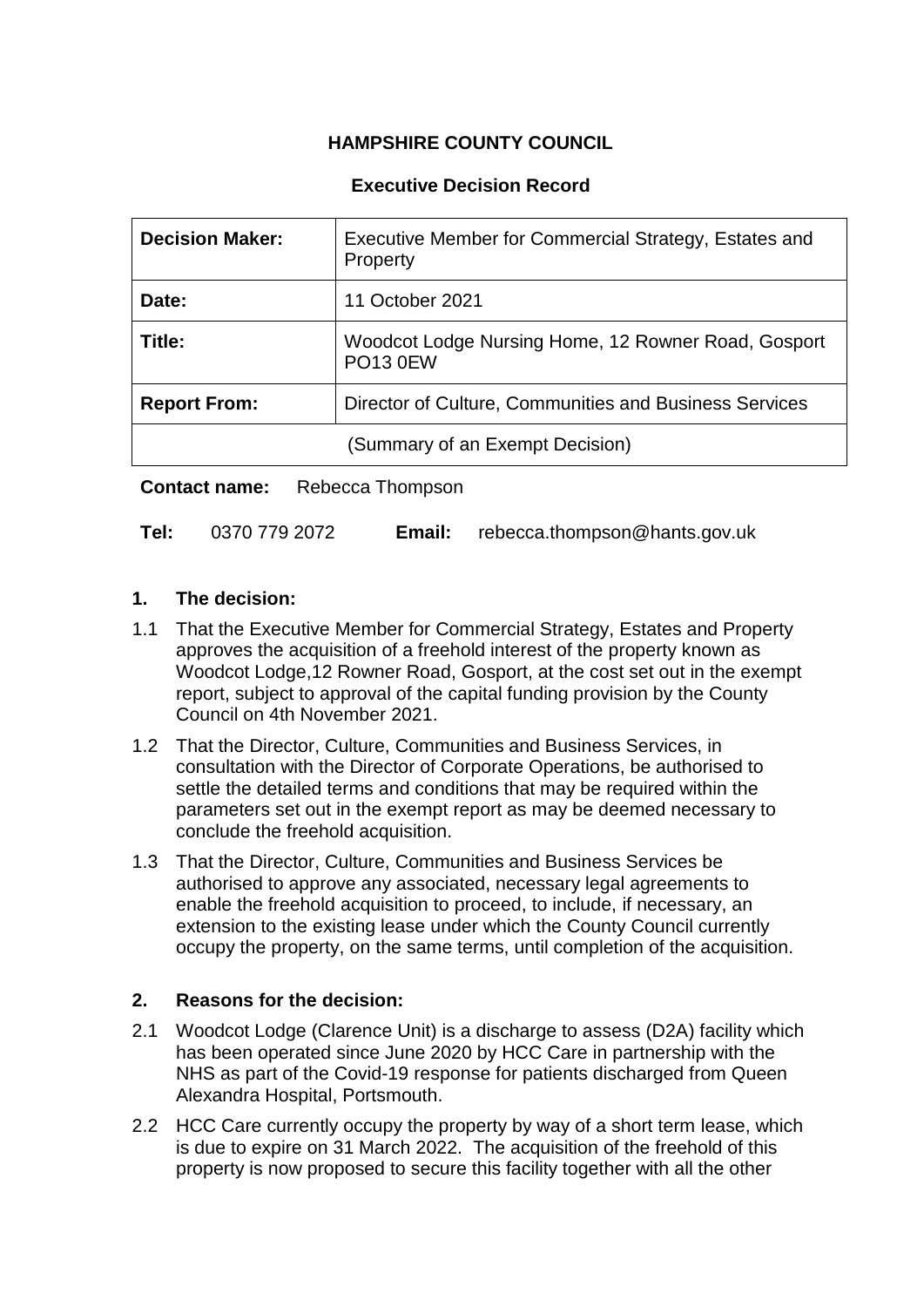**HAMPSHIRE COUNTY COUNCIL**

**Executive Decision Record**

| **Decision Maker:** | Executive Member for Commercial Strategy, Estates and Property |
|---|---|
| **Date:** | 11 October 2021 |
| **Title:** | Woodcot Lodge Nursing Home, 12 Rowner Road, Gosport PO13 0EW |
| **Report From:** | Director of Culture, Communities and Business Services |
| (Summary of an Exempt Decision) | |

**Contact name:** Rebecca Thompson

**Tel:** 0370 779 2072 **Email:** rebecca.thompson@hants.gov.uk

## 1. The decision:

1.1 That the Executive Member for Commercial Strategy, Estates and Property approves the acquisition of a freehold interest of the property known as Woodcot Lodge,12 Rowner Road, Gosport, at the cost set out in the exempt report, subject to approval of the capital funding provision by the County Council on 4th November 2021.

1.2 That the Director, Culture, Communities and Business Services, in consultation with the Director of Corporate Operations, be authorised to settle the detailed terms and conditions that may be required within the parameters set out in the exempt report as may be deemed necessary to conclude the freehold acquisition.

1.3 That the Director, Culture, Communities and Business Services be authorised to approve any associated, necessary legal agreements to enable the freehold acquisition to proceed, to include, if necessary, an extension to the existing lease under which the County Council currently occupy the property, on the same terms, until completion of the acquisition.

## 2. Reasons for the decision:

2.1 Woodcot Lodge (Clarence Unit) is a discharge to assess (D2A) facility which has been operated since June 2020 by HCC Care in partnership with the NHS as part of the Covid-19 response for patients discharged from Queen Alexandra Hospital, Portsmouth.

2.2 HCC Care currently occupy the property by way of a short term lease, which is due to expire on 31 March 2022. The acquisition of the freehold of this property is now proposed to secure this facility together with all the other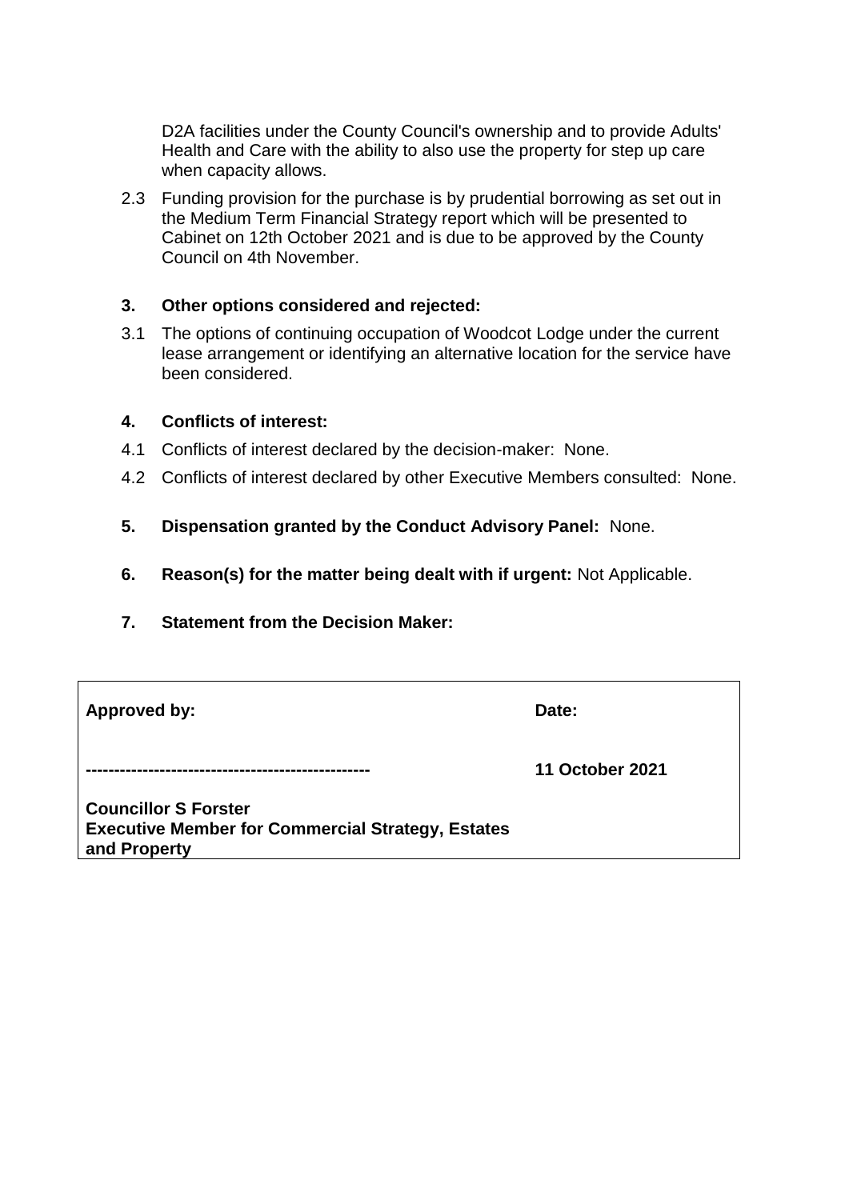D2A facilities under the County Council's ownership and to provide Adults' Health and Care with the ability to also use the property for step up care when capacity allows.

2.3 Funding provision for the purchase is by prudential borrowing as set out in the Medium Term Financial Strategy report which will be presented to Cabinet on 12th October 2021 and is due to be approved by the County Council on 4th November.

### 3. Other options considered and rejected:

3.1 The options of continuing occupation of Woodcot Lodge under the current lease arrangement or identifying an alternative location for the service have been considered.

### 4. Conflicts of interest:

4.1 Conflicts of interest declared by the decision-maker: None.

4.2 Conflicts of interest declared by other Executive Members consulted: None.

### 5. Dispensation granted by the Conduct Advisory Panel: None.

### 6. Reason(s) for the matter being dealt with if urgent: Not Applicable.

### 7. Statement from the Decision Maker:

| | |
|---|---|
| **Approved by:** | **Date:** |
| **--------------------------------------------------** | **11 October 2021** |
| **Councillor S Forster**<br>**Executive Member for Commercial Strategy, Estates and Property** | |